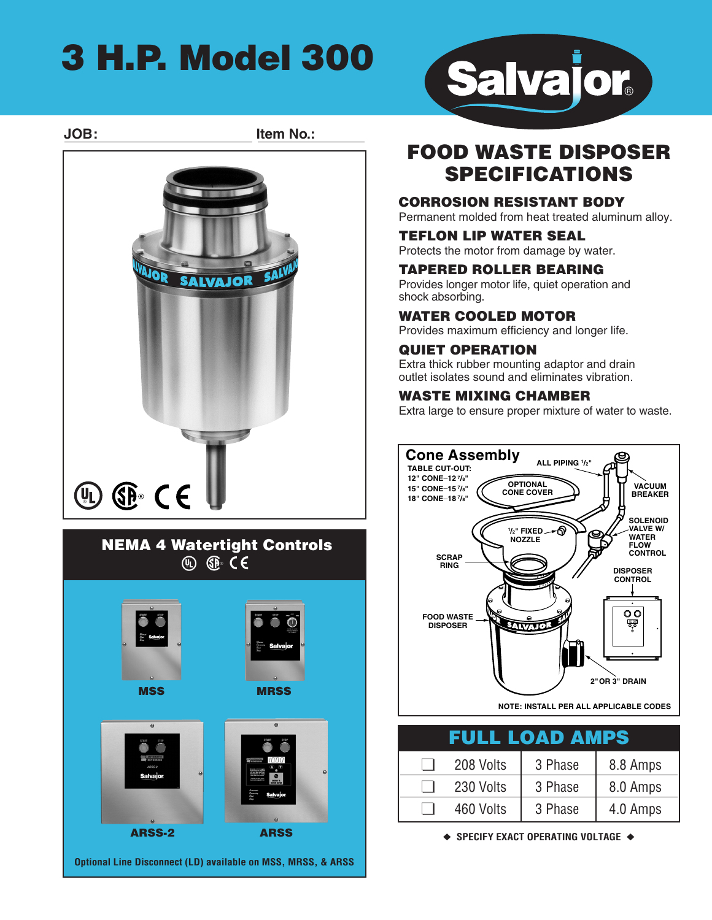# 3 H.P. Model 300

Salvajor®

**JOB:** ____________________ **Item No.:** ____________

## FOOD WASTE DISPOSER SPECIFICATIONS

### CORROSION RESISTANT BODY
Permanent molded from heat treated aluminum alloy.

### TEFLON LIP WATER SEAL
Protects the motor from damage by water.

### TAPERED ROLLER BEARING
Provides longer motor life, quiet operation and shock absorbing.

### WATER COOLED MOTOR
Provides maximum efficiency and longer life.

### QUIET OPERATION
Extra thick rubber mounting adaptor and drain outlet isolates sound and eliminates vibration.

### WASTE MIXING CHAMBER
Extra large to ensure proper mixture of water to waste.

## NEMA 4 Watertight Controls

MSS

MRSS

ARSS-2

ARSS

**Optional Line Disconnect (LD) available on MSS, MRSS, & ARSS**

## Cone Assembly

**TABLE CUT-OUT:**
12" CONE–12 7/8"
15" CONE–15 7/8"
18" CONE–18 7/8"

ALL PIPING 1/2"

OPTIONAL CONE COVER

VACUUM BREAKER

1/2" FIXED NOZZLE

SOLENOID VALVE W/ WATER FLOW CONTROL

SCRAP RING

DISPOSER CONTROL

FOOD WASTE DISPOSER

2" OR 3" DRAIN

NOTE: INSTALL PER ALL APPLICABLE CODES

## FULL LOAD AMPS

| | Voltage | Phase | Amps |
|---|---|---|---|
| ☐ | 208 Volts | 3 Phase | 8.8 Amps |
| ☐ | 230 Volts | 3 Phase | 8.0 Amps |
| ☐ | 460 Volts | 3 Phase | 4.0 Amps |

◆ SPECIFY EXACT OPERATING VOLTAGE ◆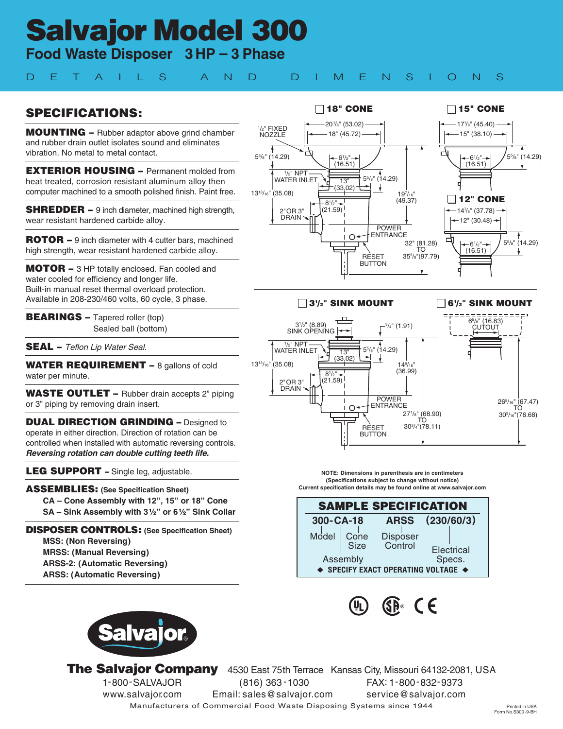# Salvajor Model 300

## Food Waste Disposer 3 HP – 3 Phase

D E T A I L S A N D D I M E N S I O N S

## SPECIFICATIONS:

**MOUNTING –** Rubber adaptor above grind chamber and rubber drain outlet isolates sound and eliminates vibration. No metal to metal contact.

**EXTERIOR HOUSING –** Permanent molded from heat treated, corrosion resistant aluminum alloy then computer machined to a smooth polished finish. Paint free.

**SHREDDER –** 9 inch diameter, machined high strength, wear resistant hardened carbide alloy.

**ROTOR –** 9 inch diameter with 4 cutter bars, machined high strength, wear resistant hardened carbide alloy.

**MOTOR –** 3 HP totally enclosed. Fan cooled and water cooled for efficiency and longer life. Built-in manual reset thermal overload protection. Available in 208-230/460 volts, 60 cycle, 3 phase.

**BEARINGS –** Tapered roller (top)
Sealed ball (bottom)

**SEAL –** *Teflon Lip Water Seal.*

**WATER REQUIREMENT –** 8 gallons of cold water per minute.

**WASTE OUTLET –** Rubber drain accepts 2" piping or 3" piping by removing drain insert.

**DUAL DIRECTION GRINDING –** Designed to operate in either direction. Direction of rotation can be controlled when installed with automatic reversing controls. ***Reversing rotation can double cutting teeth life.***

**LEG SUPPORT –** Single leg, adjustable.

**ASSEMBLIES:** (See Specification Sheet)

- **CA – Cone Assembly with 12", 15" or 18" Cone**
- **SA – Sink Assembly with 3½" or 6½" Sink Collar**

**DISPOSER CONTROLS:** (See Specification Sheet)

- **MSS: (Non Reversing)**
- **MRSS: (Manual Reversing)**
- **ARSS-2: (Automatic Reversing)**
- **ARSS: (Automatic Reversing)**

☐ 18" CONE

20⅞" (53.02)
18" (45.72)
½" FIXED NOZZLE
5⅝" (14.29)
6½" (16.51)
½" NPT WATER INLET
13" (33.02)
5⅝" (14.29)
13¹³⁄₁₆" (35.08)
19⁷⁄₁₆" (49.37)
8½" (21.59)
2" OR 3" DRAIN
POWER ENTRANCE
32" (81.28) TO 35⅝" (97.79)
RESET BUTTON

☐ 15" CONE

17⅞" (45.40)
15" (38.10)
6½" (16.51)
5⅝" (14.29)

☐ 12" CONE

14⅞" (37.78)
12" (30.48)
6½" (16.51)
5⅝" (14.29)

☐ 3½" SINK MOUNT

3½" (8.89) SINK OPENING
¾" (1.91)
½" NPT WATER INLET
13" (33.02)
5⅝" (14.29)
13¹³⁄₁₆" (35.08)
14⁹⁄₁₆" (36.99)
8½" (21.59)
2" OR 3" DRAIN
POWER ENTRANCE
27⅛" (68.90) TO 30¾" (78.11)
RESET BUTTON

☐ 6½" SINK MOUNT

6⅝" (16.83) CUTOUT
26⁹⁄₁₆" (67.47) TO 30³⁄₁₆" (76.68)

NOTE: Dimensions in parenthesis are in centimeters
(Specifications subject to change without notice)
Current specification details may be found online at www.salvajor.com

### SAMPLE SPECIFICATION

| 300-CA-18 | | ARSS | (230/60/3) |
|---|---|---|---|
| Model | Cone Size | Disposer Control | Electrical Specs. |
| Assembly | | | |

◆ SPECIFY EXACT OPERATING VOLTAGE ◆

**The Salvajor Company** 4530 East 75th Terrace Kansas City, Missouri 64132-2081, USA
1-800-SALVAJOR (816) 363-1030 FAX: 1-800-832-9373
www.salvajor.com Email: sales@salvajor.com service@salvajor.com
Manufacturers of Commercial Food Waste Disposing Systems since 1944

Printed in USA
Form No.S300-9-BH